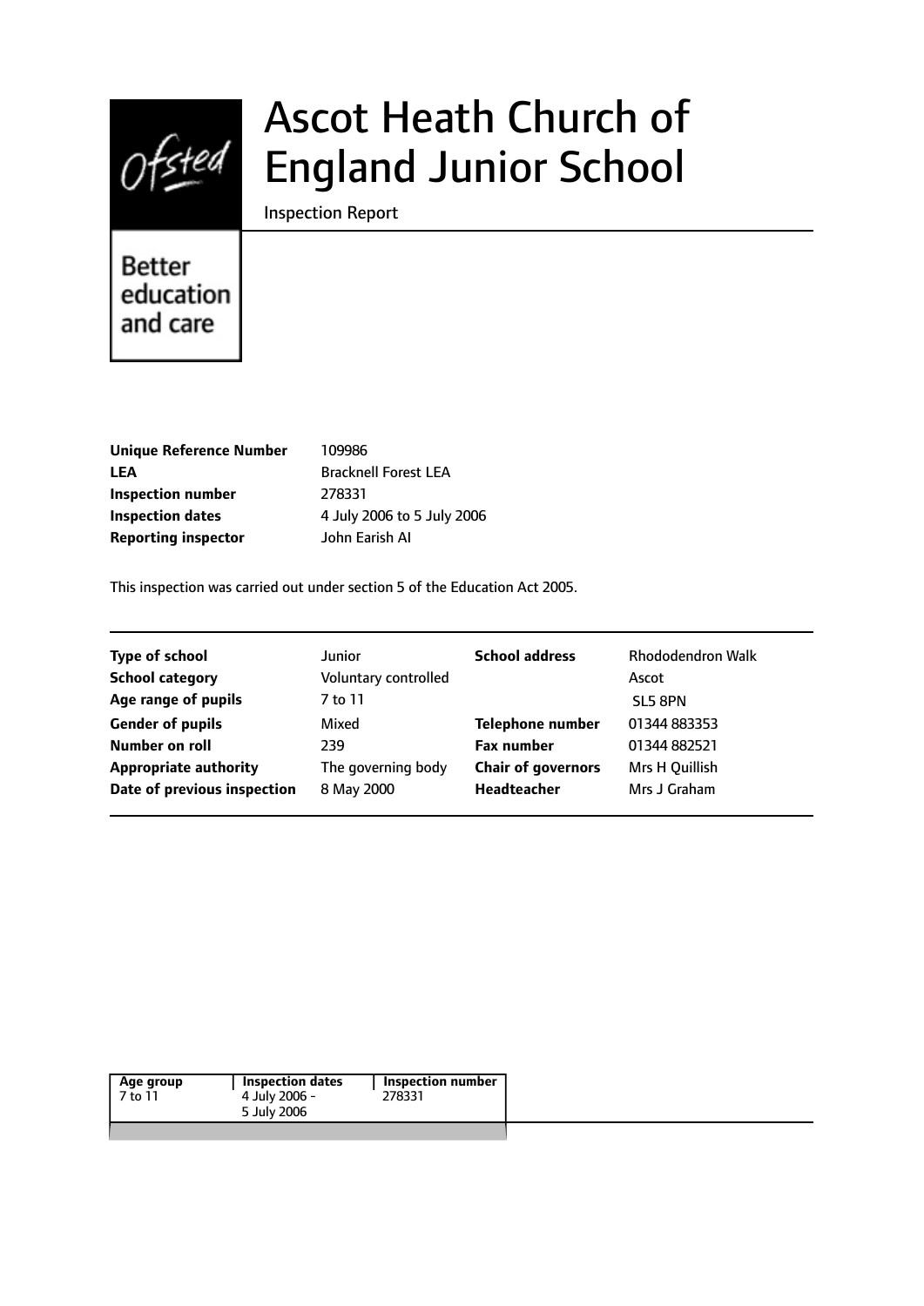# Ascot Heath Church of England Junior School

Inspection Report

Better education and care

| | |
|---|---|
| **Unique Reference Number** | 109986 |
| **LEA** | Bracknell Forest LEA |
| **Inspection number** | 278331 |
| **Inspection dates** | 4 July 2006 to 5 July 2006 |
| **Reporting inspector** | John Earish AI |

This inspection was carried out under section 5 of the Education Act 2005.

| | | | |
|---|---|---|---|
| **Type of school** | Junior | **School address** | Rhododendron Walk |
| **School category** | Voluntary controlled | | Ascot |
| **Age range of pupils** | 7 to 11 | | SL5 8PN |
| **Gender of pupils** | Mixed | **Telephone number** | 01344 883353 |
| **Number on roll** | 239 | **Fax number** | 01344 882521 |
| **Appropriate authority** | The governing body | **Chair of governors** | Mrs H Quillish |
| **Date of previous inspection** | 8 May 2000 | **Headteacher** | Mrs J Graham |

| Age group | Inspection dates | Inspection number |
|---|---|---|
| 7 to 11 | 4 July 2006 - 5 July 2006 | 278331 |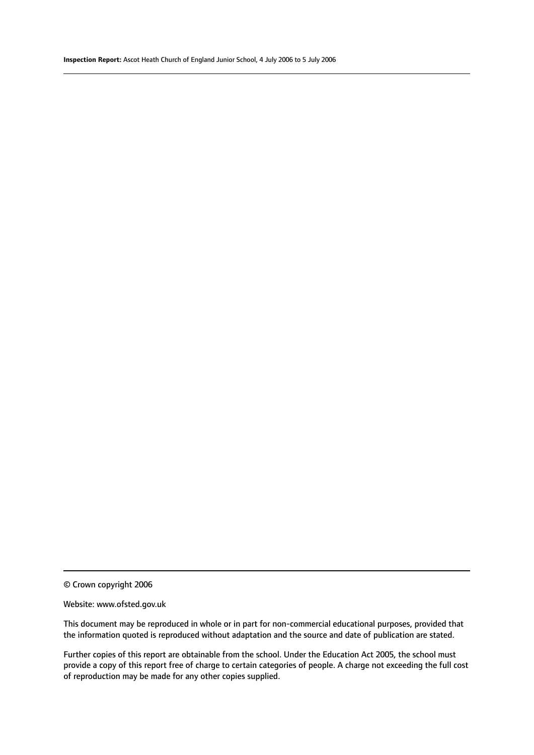© Crown copyright 2006

Website: www.ofsted.gov.uk

This document may be reproduced in whole or in part for non-commercial educational purposes, provided that the information quoted is reproduced without adaptation and the source and date of publication are stated.

Further copies of this report are obtainable from the school. Under the Education Act 2005, the school must provide a copy of this report free of charge to certain categories of people. A charge not exceeding the full cost of reproduction may be made for any other copies supplied.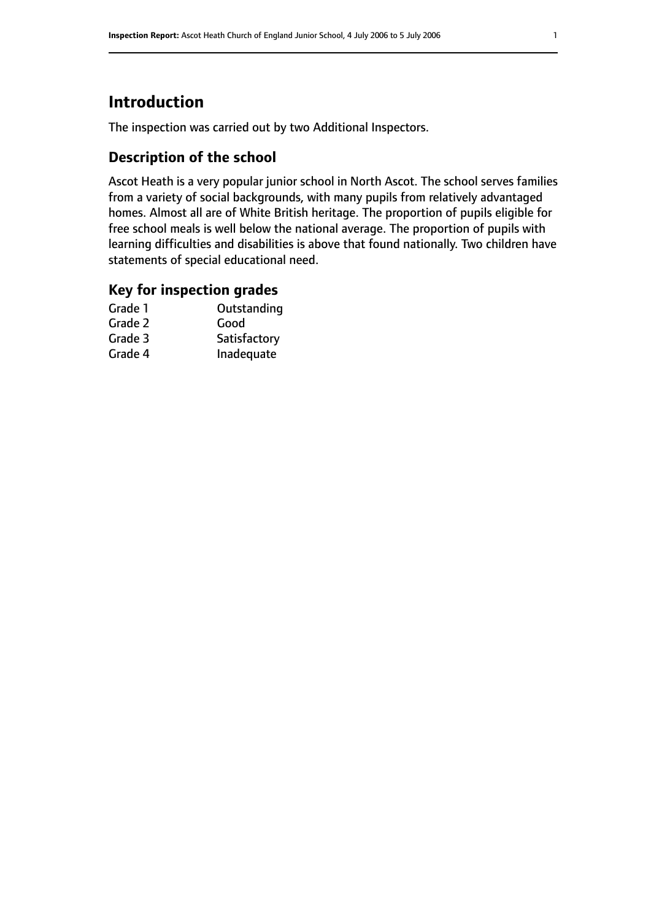# Introduction

The inspection was carried out by two Additional Inspectors.

## Description of the school

Ascot Heath is a very popular junior school in North Ascot. The school serves families from a variety of social backgrounds, with many pupils from relatively advantaged homes. Almost all are of White British heritage. The proportion of pupils eligible for free school meals is well below the national average. The proportion of pupils with learning difficulties and disabilities is above that found nationally. Two children have statements of special educational need.

## Key for inspection grades

| | |
|---|---|
| Grade 1 | Outstanding |
| Grade 2 | Good |
| Grade 3 | Satisfactory |
| Grade 4 | Inadequate |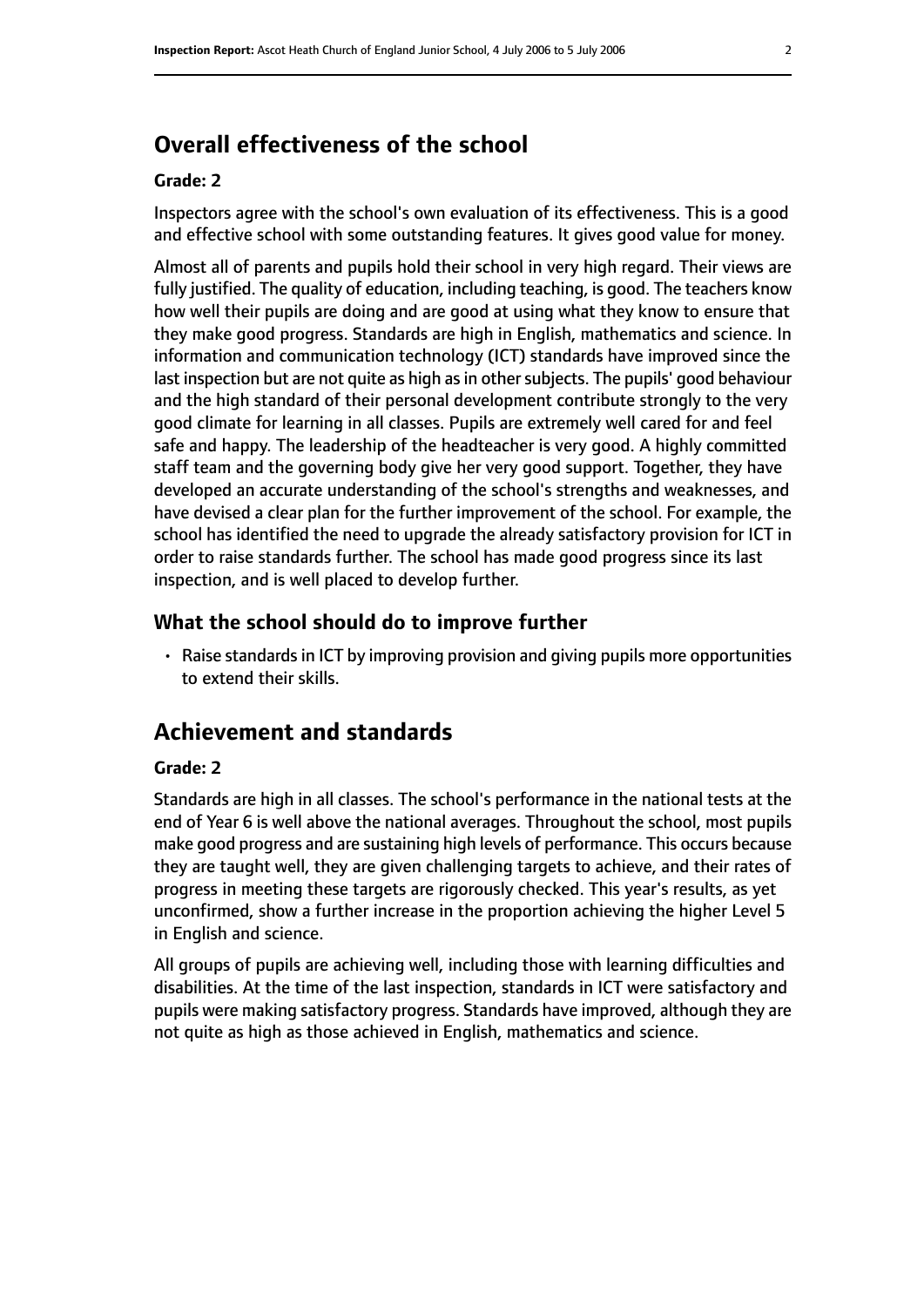## Overall effectiveness of the school

**Grade: 2**

Inspectors agree with the school's own evaluation of its effectiveness. This is a good and effective school with some outstanding features. It gives good value for money.

Almost all of parents and pupils hold their school in very high regard. Their views are fully justified. The quality of education, including teaching, is good. The teachers know how well their pupils are doing and are good at using what they know to ensure that they make good progress. Standards are high in English, mathematics and science. In information and communication technology (ICT) standards have improved since the last inspection but are not quite as high as in other subjects. The pupils' good behaviour and the high standard of their personal development contribute strongly to the very good climate for learning in all classes. Pupils are extremely well cared for and feel safe and happy. The leadership of the headteacher is very good. A highly committed staff team and the governing body give her very good support. Together, they have developed an accurate understanding of the school's strengths and weaknesses, and have devised a clear plan for the further improvement of the school. For example, the school has identified the need to upgrade the already satisfactory provision for ICT in order to raise standards further. The school has made good progress since its last inspection, and is well placed to develop further.

### What the school should do to improve further

- Raise standards in ICT by improving provision and giving pupils more opportunities to extend their skills.

## Achievement and standards

**Grade: 2**

Standards are high in all classes. The school's performance in the national tests at the end of Year 6 is well above the national averages. Throughout the school, most pupils make good progress and are sustaining high levels of performance. This occurs because they are taught well, they are given challenging targets to achieve, and their rates of progress in meeting these targets are rigorously checked. This year's results, as yet unconfirmed, show a further increase in the proportion achieving the higher Level 5 in English and science.

All groups of pupils are achieving well, including those with learning difficulties and disabilities. At the time of the last inspection, standards in ICT were satisfactory and pupils were making satisfactory progress. Standards have improved, although they are not quite as high as those achieved in English, mathematics and science.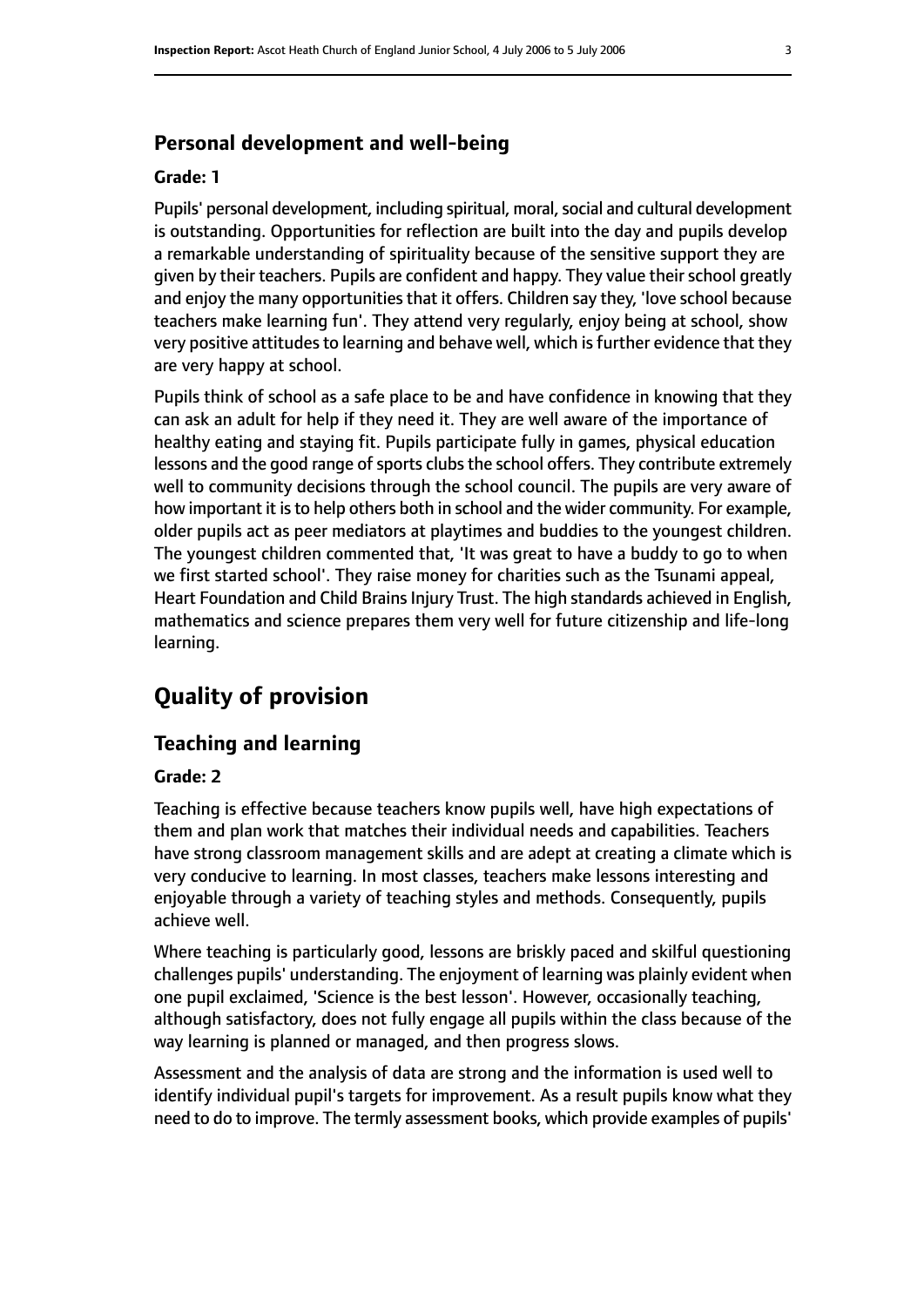### Personal development and well-being

#### Grade: 1

Pupils' personal development, including spiritual, moral, social and cultural development is outstanding. Opportunities for reflection are built into the day and pupils develop a remarkable understanding of spirituality because of the sensitive support they are given by their teachers. Pupils are confident and happy. They value their school greatly and enjoy the many opportunities that it offers. Children say they, 'love school because teachers make learning fun'. They attend very regularly, enjoy being at school, show very positive attitudes to learning and behave well, which is further evidence that they are very happy at school.

Pupils think of school as a safe place to be and have confidence in knowing that they can ask an adult for help if they need it. They are well aware of the importance of healthy eating and staying fit. Pupils participate fully in games, physical education lessons and the good range of sports clubs the school offers. They contribute extremely well to community decisions through the school council. The pupils are very aware of how important it is to help others both in school and the wider community. For example, older pupils act as peer mediators at playtimes and buddies to the youngest children. The youngest children commented that, 'It was great to have a buddy to go to when we first started school'. They raise money for charities such as the Tsunami appeal, Heart Foundation and Child Brains Injury Trust. The high standards achieved in English, mathematics and science prepares them very well for future citizenship and life-long learning.

## Quality of provision

### Teaching and learning

#### Grade: 2

Teaching is effective because teachers know pupils well, have high expectations of them and plan work that matches their individual needs and capabilities. Teachers have strong classroom management skills and are adept at creating a climate which is very conducive to learning. In most classes, teachers make lessons interesting and enjoyable through a variety of teaching styles and methods. Consequently, pupils achieve well.

Where teaching is particularly good, lessons are briskly paced and skilful questioning challenges pupils' understanding. The enjoyment of learning was plainly evident when one pupil exclaimed, 'Science is the best lesson'. However, occasionally teaching, although satisfactory, does not fully engage all pupils within the class because of the way learning is planned or managed, and then progress slows.

Assessment and the analysis of data are strong and the information is used well to identify individual pupil's targets for improvement. As a result pupils know what they need to do to improve. The termly assessment books, which provide examples of pupils'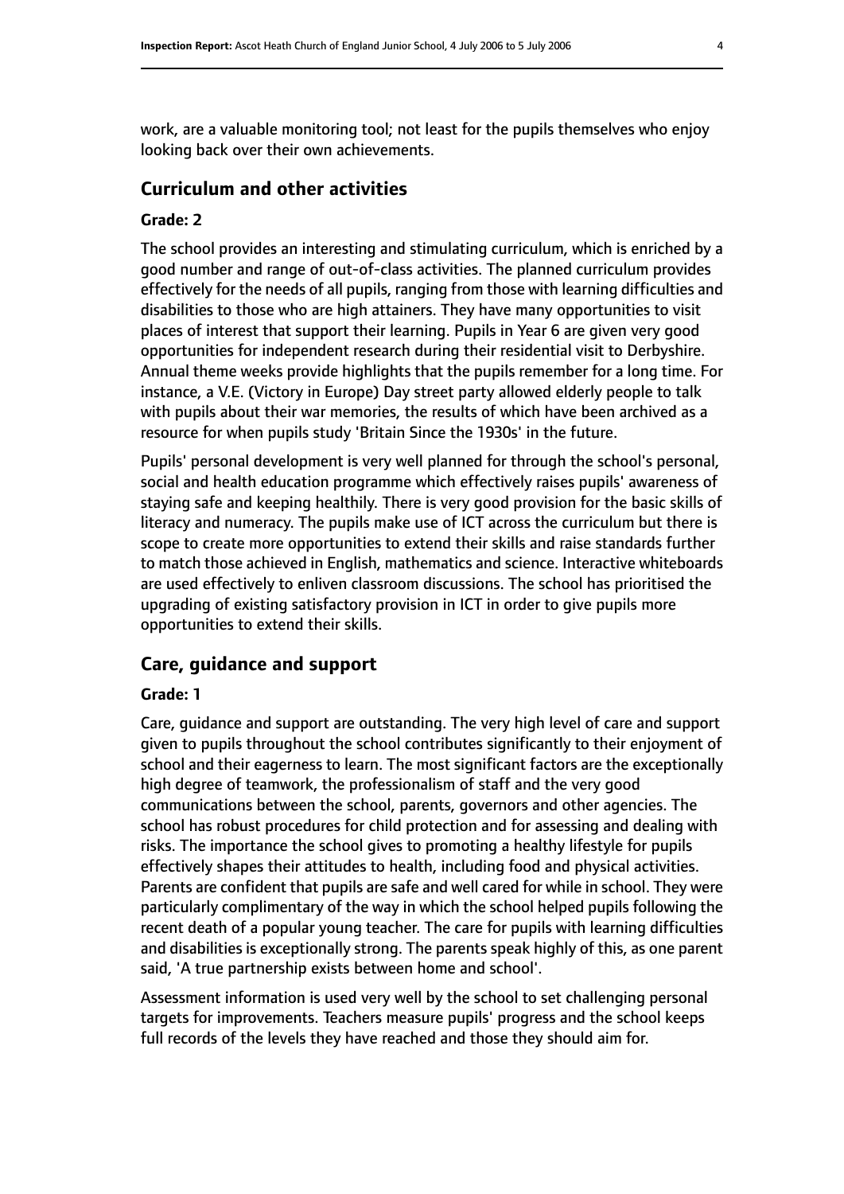work, are a valuable monitoring tool; not least for the pupils themselves who enjoy looking back over their own achievements.

## Curriculum and other activities

### Grade: 2

The school provides an interesting and stimulating curriculum, which is enriched by a good number and range of out-of-class activities. The planned curriculum provides effectively for the needs of all pupils, ranging from those with learning difficulties and disabilities to those who are high attainers. They have many opportunities to visit places of interest that support their learning. Pupils in Year 6 are given very good opportunities for independent research during their residential visit to Derbyshire. Annual theme weeks provide highlights that the pupils remember for a long time. For instance, a V.E. (Victory in Europe) Day street party allowed elderly people to talk with pupils about their war memories, the results of which have been archived as a resource for when pupils study 'Britain Since the 1930s' in the future.

Pupils' personal development is very well planned for through the school's personal, social and health education programme which effectively raises pupils' awareness of staying safe and keeping healthily. There is very good provision for the basic skills of literacy and numeracy. The pupils make use of ICT across the curriculum but there is scope to create more opportunities to extend their skills and raise standards further to match those achieved in English, mathematics and science. Interactive whiteboards are used effectively to enliven classroom discussions. The school has prioritised the upgrading of existing satisfactory provision in ICT in order to give pupils more opportunities to extend their skills.

## Care, guidance and support

### Grade: 1

Care, guidance and support are outstanding. The very high level of care and support given to pupils throughout the school contributes significantly to their enjoyment of school and their eagerness to learn. The most significant factors are the exceptionally high degree of teamwork, the professionalism of staff and the very good communications between the school, parents, governors and other agencies. The school has robust procedures for child protection and for assessing and dealing with risks. The importance the school gives to promoting a healthy lifestyle for pupils effectively shapes their attitudes to health, including food and physical activities. Parents are confident that pupils are safe and well cared for while in school. They were particularly complimentary of the way in which the school helped pupils following the recent death of a popular young teacher. The care for pupils with learning difficulties and disabilities is exceptionally strong. The parents speak highly of this, as one parent said, 'A true partnership exists between home and school'.

Assessment information is used very well by the school to set challenging personal targets for improvements. Teachers measure pupils' progress and the school keeps full records of the levels they have reached and those they should aim for.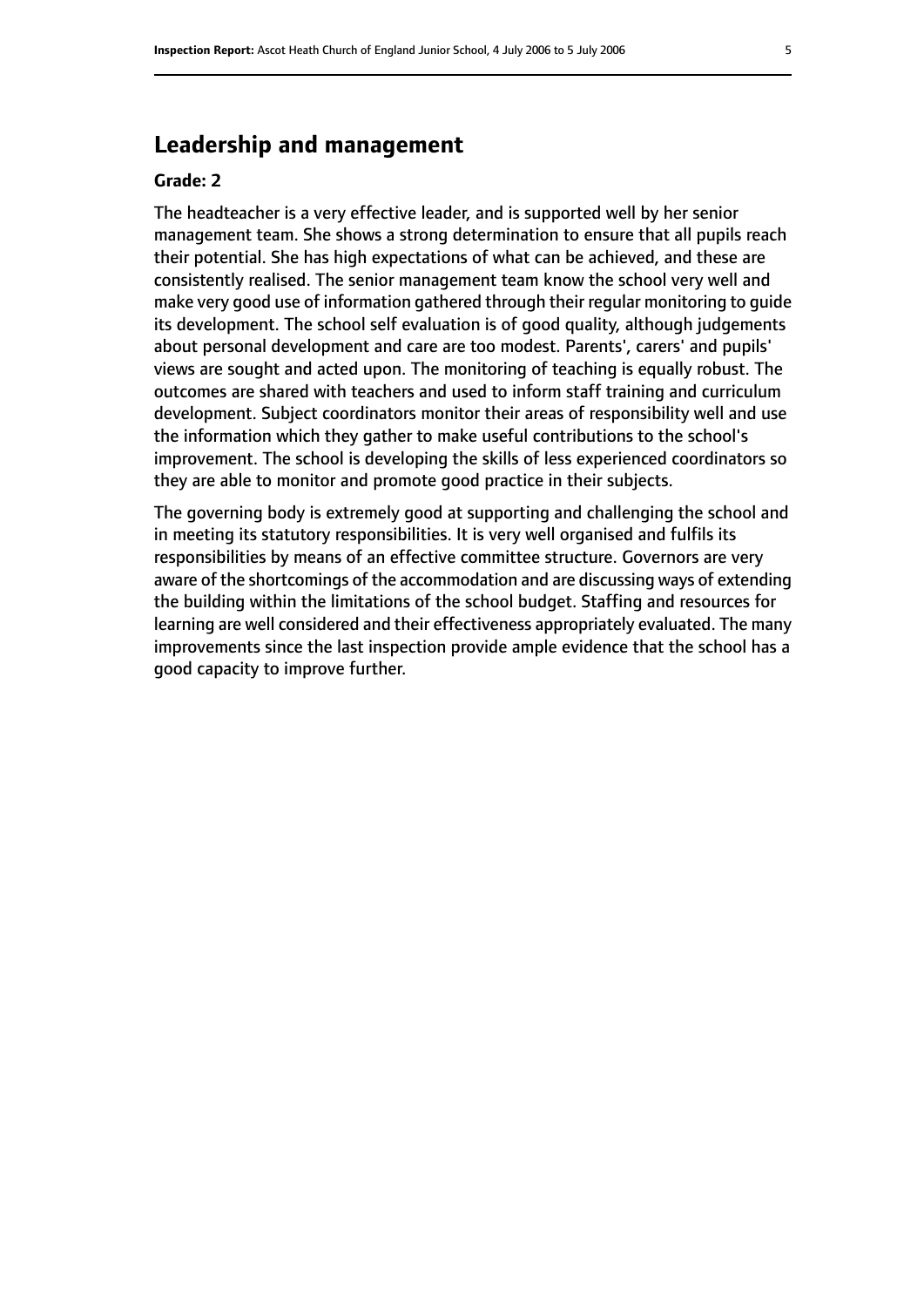## Leadership and management

**Grade: 2**

The headteacher is a very effective leader, and is supported well by her senior management team. She shows a strong determination to ensure that all pupils reach their potential. She has high expectations of what can be achieved, and these are consistently realised. The senior management team know the school very well and make very good use of information gathered through their regular monitoring to guide its development. The school self evaluation is of good quality, although judgements about personal development and care are too modest. Parents', carers' and pupils' views are sought and acted upon. The monitoring of teaching is equally robust. The outcomes are shared with teachers and used to inform staff training and curriculum development. Subject coordinators monitor their areas of responsibility well and use the information which they gather to make useful contributions to the school's improvement. The school is developing the skills of less experienced coordinators so they are able to monitor and promote good practice in their subjects.

The governing body is extremely good at supporting and challenging the school and in meeting its statutory responsibilities. It is very well organised and fulfils its responsibilities by means of an effective committee structure. Governors are very aware of the shortcomings of the accommodation and are discussing ways of extending the building within the limitations of the school budget. Staffing and resources for learning are well considered and their effectiveness appropriately evaluated. The many improvements since the last inspection provide ample evidence that the school has a good capacity to improve further.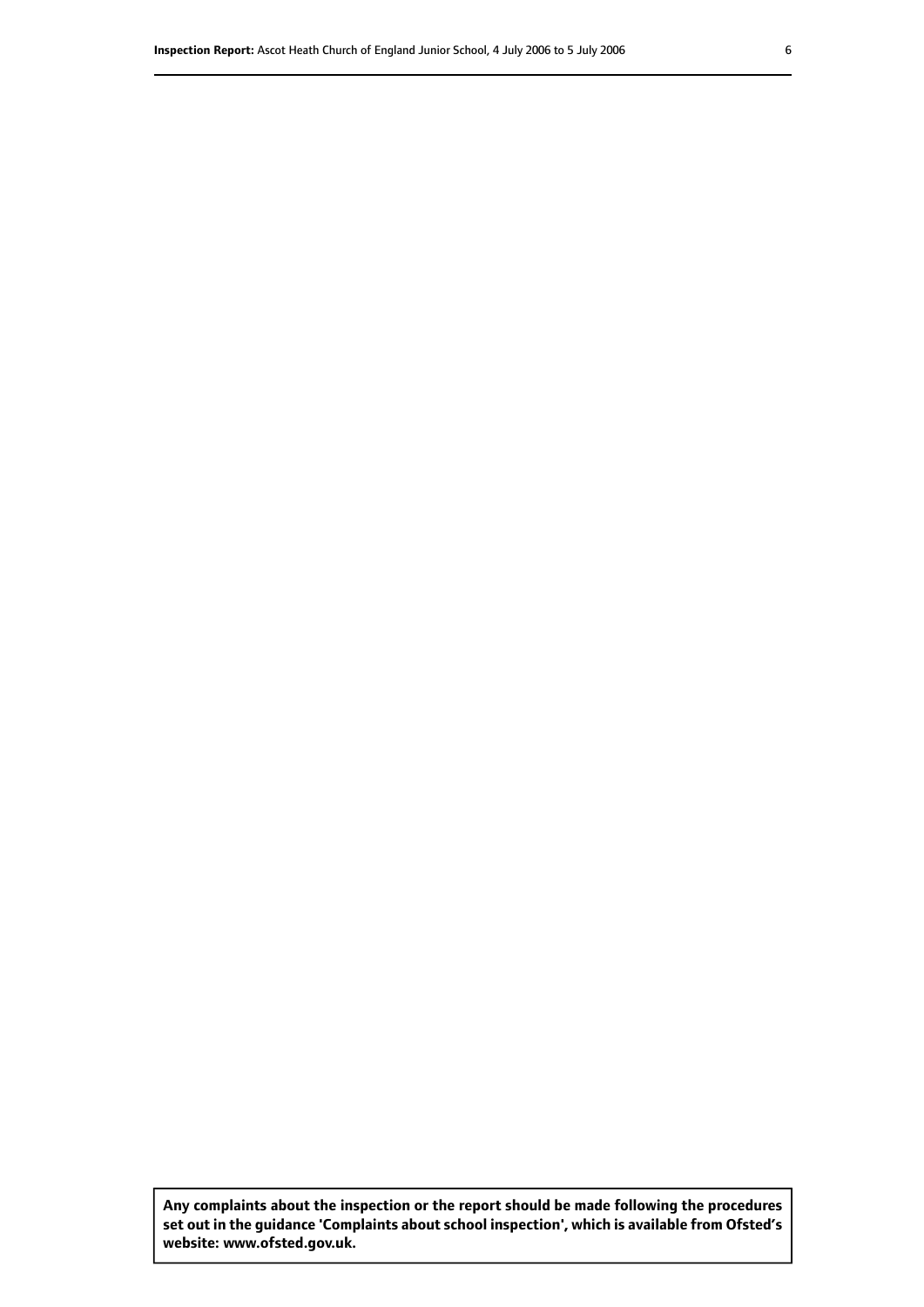**Any complaints about the inspection or the report should be made following the procedures set out in the guidance 'Complaints about school inspection', which is available from Ofsted's website: www.ofsted.gov.uk.**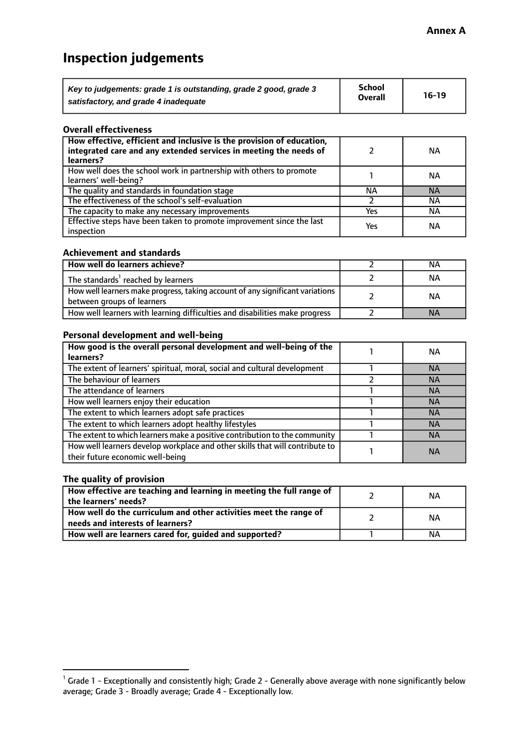**Annex A**

# Inspection judgements

| *Key to judgements: grade 1 is outstanding, grade 2 good, grade 3 satisfactory, and grade 4 inadequate* | **School Overall** | **16-19** |
|---|---|---|

### Overall effectiveness

| | | |
|---|---|---|
| **How effective, efficient and inclusive is the provision of education, integrated care and any extended services in meeting the needs of learners?** | 2 | NA |
| How well does the school work in partnership with others to promote learners' well-being? | 1 | NA |
| The quality and standards in foundation stage | NA | NA |
| The effectiveness of the school's self-evaluation | 2 | NA |
| The capacity to make any necessary improvements | Yes | NA |
| Effective steps have been taken to promote improvement since the last inspection | Yes | NA |

### Achievement and standards

| | | |
|---|---|---|
| **How well do learners achieve?** | 2 | NA |
| The standards[1] reached by learners | 2 | NA |
| How well learners make progress, taking account of any significant variations between groups of learners | 2 | NA |
| How well learners with learning difficulties and disabilities make progress | 2 | NA |

### Personal development and well-being

| | | |
|---|---|---|
| **How good is the overall personal development and well-being of the learners?** | 1 | NA |
| The extent of learners' spiritual, moral, social and cultural development | 1 | NA |
| The behaviour of learners | 2 | NA |
| The attendance of learners | 1 | NA |
| How well learners enjoy their education | 1 | NA |
| The extent to which learners adopt safe practices | 1 | NA |
| The extent to which learners adopt healthy lifestyles | 1 | NA |
| The extent to which learners make a positive contribution to the community | 1 | NA |
| How well learners develop workplace and other skills that will contribute to their future economic well-being | 1 | NA |

### The quality of provision

| | | |
|---|---|---|
| **How effective are teaching and learning in meeting the full range of the learners' needs?** | 2 | NA |
| **How well do the curriculum and other activities meet the range of needs and interests of learners?** | 2 | NA |
| **How well are learners cared for, guided and supported?** | 1 | NA |

[1] Grade 1 - Exceptionally and consistently high; Grade 2 - Generally above average with none significantly below average; Grade 3 - Broadly average; Grade 4 - Exceptionally low.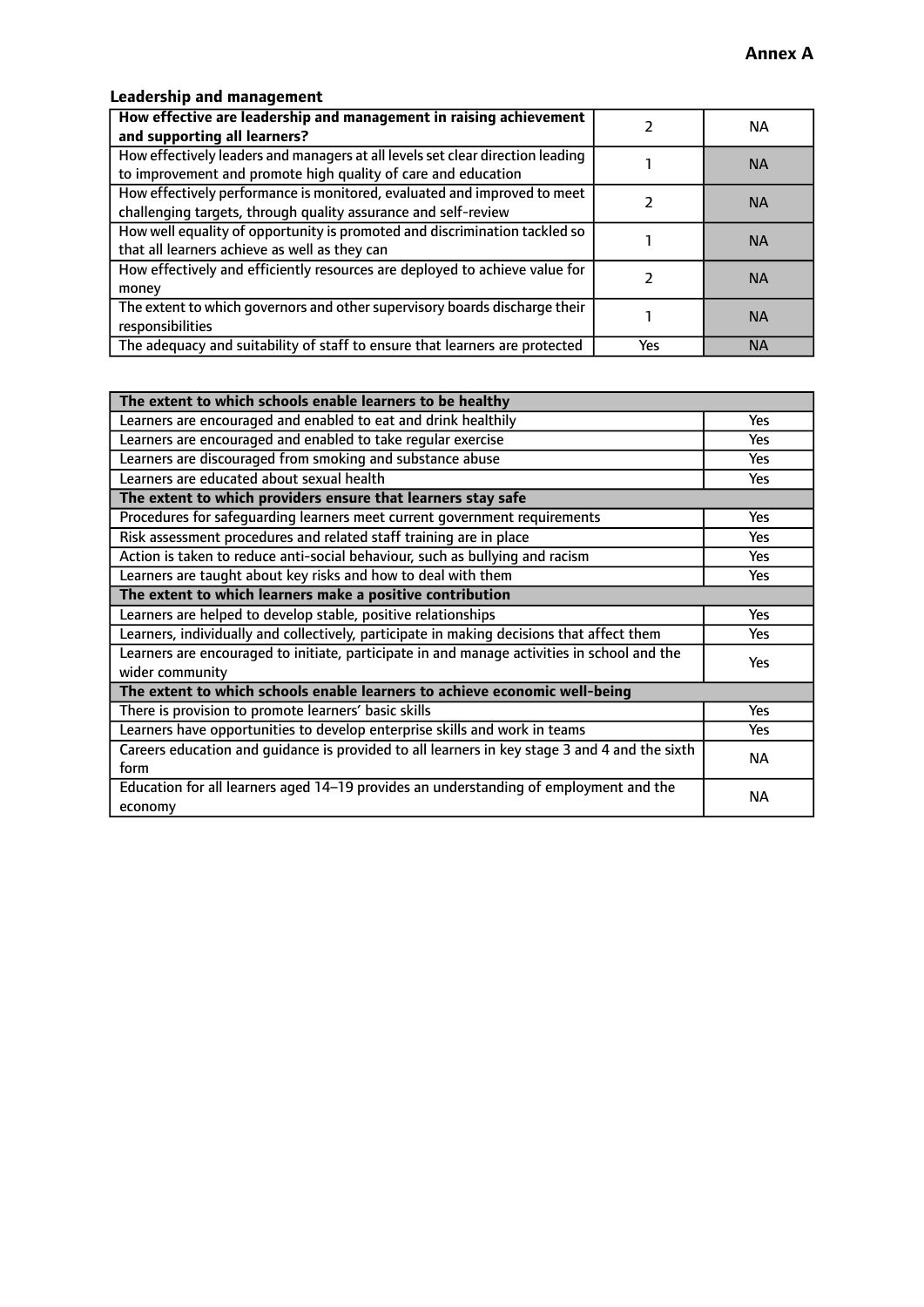**Annex A**

### Leadership and management

| How effective are leadership and management in raising achievement and supporting all learners? | 2 | NA |
|---|---|---|
| How effectively leaders and managers at all levels set clear direction leading to improvement and promote high quality of care and education | 1 | NA |
| How effectively performance is monitored, evaluated and improved to meet challenging targets, through quality assurance and self-review | 2 | NA |
| How well equality of opportunity is promoted and discrimination tackled so that all learners achieve as well as they can | 1 | NA |
| How effectively and efficiently resources are deployed to achieve value for money | 2 | NA |
| The extent to which governors and other supervisory boards discharge their responsibilities | 1 | NA |
| The adequacy and suitability of staff to ensure that learners are protected | Yes | NA |

| **The extent to which schools enable learners to be healthy** | |
|---|---|
| Learners are encouraged and enabled to eat and drink healthily | Yes |
| Learners are encouraged and enabled to take regular exercise | Yes |
| Learners are discouraged from smoking and substance abuse | Yes |
| Learners are educated about sexual health | Yes |
| **The extent to which providers ensure that learners stay safe** | |
| Procedures for safeguarding learners meet current government requirements | Yes |
| Risk assessment procedures and related staff training are in place | Yes |
| Action is taken to reduce anti-social behaviour, such as bullying and racism | Yes |
| Learners are taught about key risks and how to deal with them | Yes |
| **The extent to which learners make a positive contribution** | |
| Learners are helped to develop stable, positive relationships | Yes |
| Learners, individually and collectively, participate in making decisions that affect them | Yes |
| Learners are encouraged to initiate, participate in and manage activities in school and the wider community | Yes |
| **The extent to which schools enable learners to achieve economic well-being** | |
| There is provision to promote learners' basic skills | Yes |
| Learners have opportunities to develop enterprise skills and work in teams | Yes |
| Careers education and guidance is provided to all learners in key stage 3 and 4 and the sixth form | NA |
| Education for all learners aged 14–19 provides an understanding of employment and the economy | NA |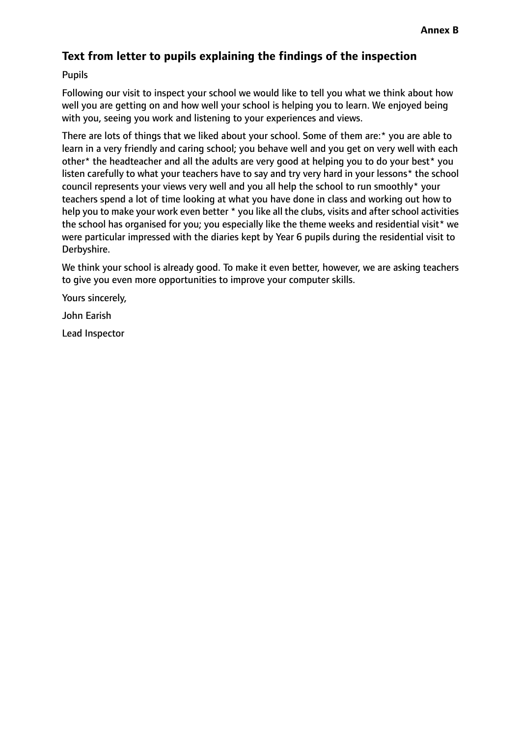**Annex B**

## Text from letter to pupils explaining the findings of the inspection

Pupils

Following our visit to inspect your school we would like to tell you what we think about how well you are getting on and how well your school is helping you to learn. We enjoyed being with you, seeing you work and listening to your experiences and views.

There are lots of things that we liked about your school. Some of them are:* you are able to learn in a very friendly and caring school; you behave well and you get on very well with each other* the headteacher and all the adults are very good at helping you to do your best* you listen carefully to what your teachers have to say and try very hard in your lessons* the school council represents your views very well and you all help the school to run smoothly* your teachers spend a lot of time looking at what you have done in class and working out how to help you to make your work even better * you like all the clubs, visits and after school activities the school has organised for you; you especially like the theme weeks and residential visit* we were particular impressed with the diaries kept by Year 6 pupils during the residential visit to Derbyshire.

We think your school is already good. To make it even better, however, we are asking teachers to give you even more opportunities to improve your computer skills.

Yours sincerely,

John Earish

Lead Inspector